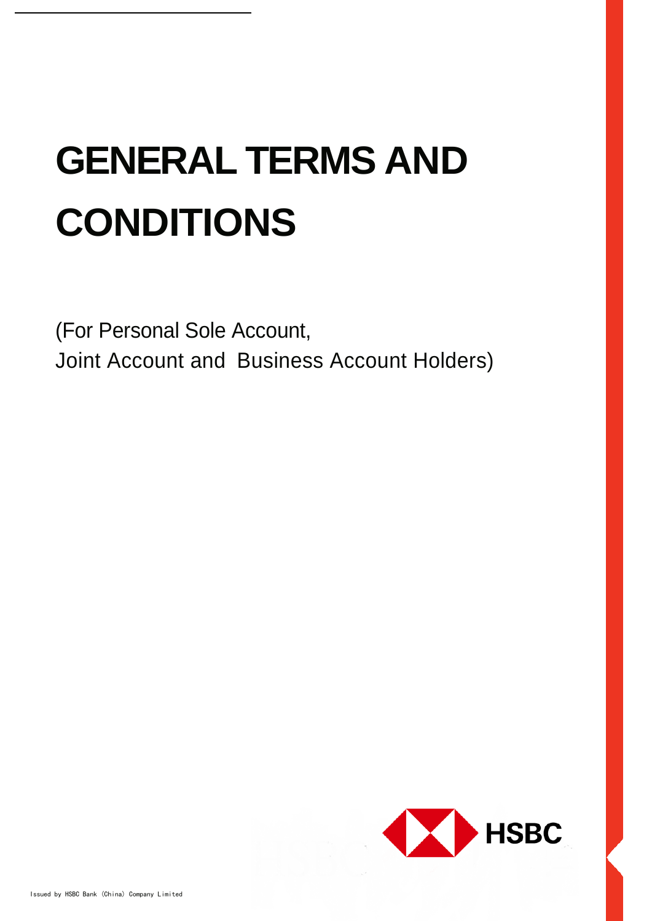# GENERAL TERMS AND CONDITIONS

(For Personal Sole Account,
Joint Account and Business Account Holders)

HSBC

Issued by HSBC Bank (China) Company Limited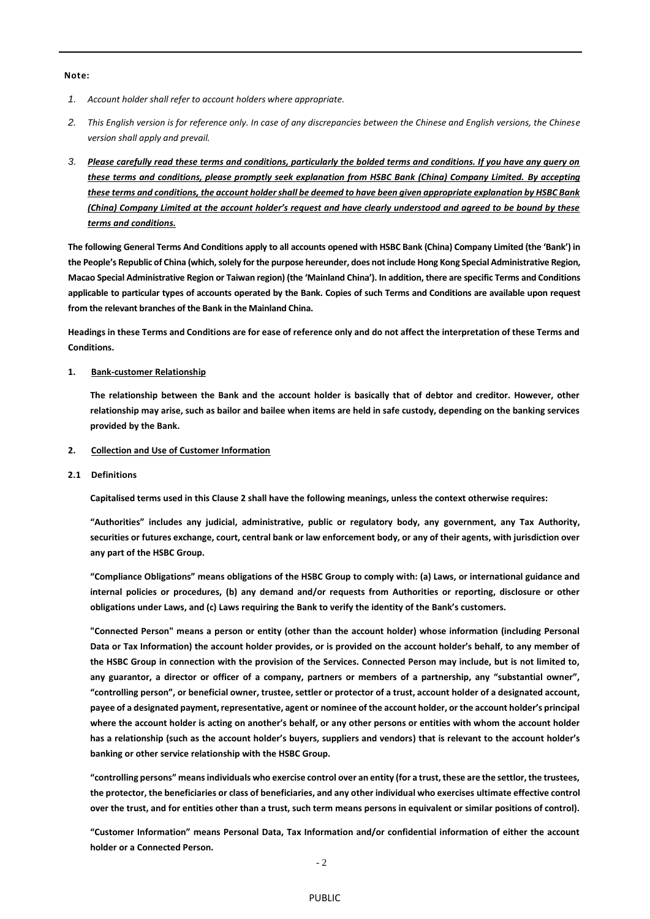**Note:**

1. *Account holder shall refer to account holders where appropriate.*
2. *This English version is for reference only. In case of any discrepancies between the Chinese and English versions, the Chinese version shall apply and prevail.*
3. ***Please carefully read these terms and conditions, particularly the bolded terms and conditions. If you have any query on these terms and conditions, please promptly seek explanation from HSBC Bank (China) Company Limited. By accepting these terms and conditions, the account holder shall be deemed to have been given appropriate explanation by HSBC Bank (China) Company Limited at the account holder's request and have clearly understood and agreed to be bound by these terms and conditions.***

**The following General Terms And Conditions apply to all accounts opened with HSBC Bank (China) Company Limited (the 'Bank') in the People's Republic of China (which, solely for the purpose hereunder, does not include Hong Kong Special Administrative Region, Macao Special Administrative Region or Taiwan region) (the 'Mainland China'). In addition, there are specific Terms and Conditions applicable to particular types of accounts operated by the Bank. Copies of such Terms and Conditions are available upon request from the relevant branches of the Bank in the Mainland China.**

**Headings in these Terms and Conditions are for ease of reference only and do not affect the interpretation of these Terms and Conditions.**

**1. Bank-customer Relationship**

**The relationship between the Bank and the account holder is basically that of debtor and creditor. However, other relationship may arise, such as bailor and bailee when items are held in safe custody, depending on the banking services provided by the Bank.**

**2. Collection and Use of Customer Information**

**2.1 Definitions**

**Capitalised terms used in this Clause 2 shall have the following meanings, unless the context otherwise requires:**

**"Authorities" includes any judicial, administrative, public or regulatory body, any government, any Tax Authority, securities or futures exchange, court, central bank or law enforcement body, or any of their agents, with jurisdiction over any part of the HSBC Group.**

**"Compliance Obligations" means obligations of the HSBC Group to comply with: (a) Laws, or international guidance and internal policies or procedures, (b) any demand and/or requests from Authorities or reporting, disclosure or other obligations under Laws, and (c) Laws requiring the Bank to verify the identity of the Bank's customers.**

**"Connected Person" means a person or entity (other than the account holder) whose information (including Personal Data or Tax Information) the account holder provides, or is provided on the account holder's behalf, to any member of the HSBC Group in connection with the provision of the Services. Connected Person may include, but is not limited to, any guarantor, a director or officer of a company, partners or members of a partnership, any "substantial owner", "controlling person", or beneficial owner, trustee, settler or protector of a trust, account holder of a designated account, payee of a designated payment, representative, agent or nominee of the account holder, or the account holder's principal where the account holder is acting on another's behalf, or any other persons or entities with whom the account holder has a relationship (such as the account holder's buyers, suppliers and vendors) that is relevant to the account holder's banking or other service relationship with the HSBC Group.**

**"controlling persons" means individuals who exercise control over an entity (for a trust, these are the settlor, the trustees, the protector, the beneficiaries or class of beneficiaries, and any other individual who exercises ultimate effective control over the trust, and for entities other than a trust, such term means persons in equivalent or similar positions of control).**

**"Customer Information" means Personal Data, Tax Information and/or confidential information of either the account holder or a Connected Person.**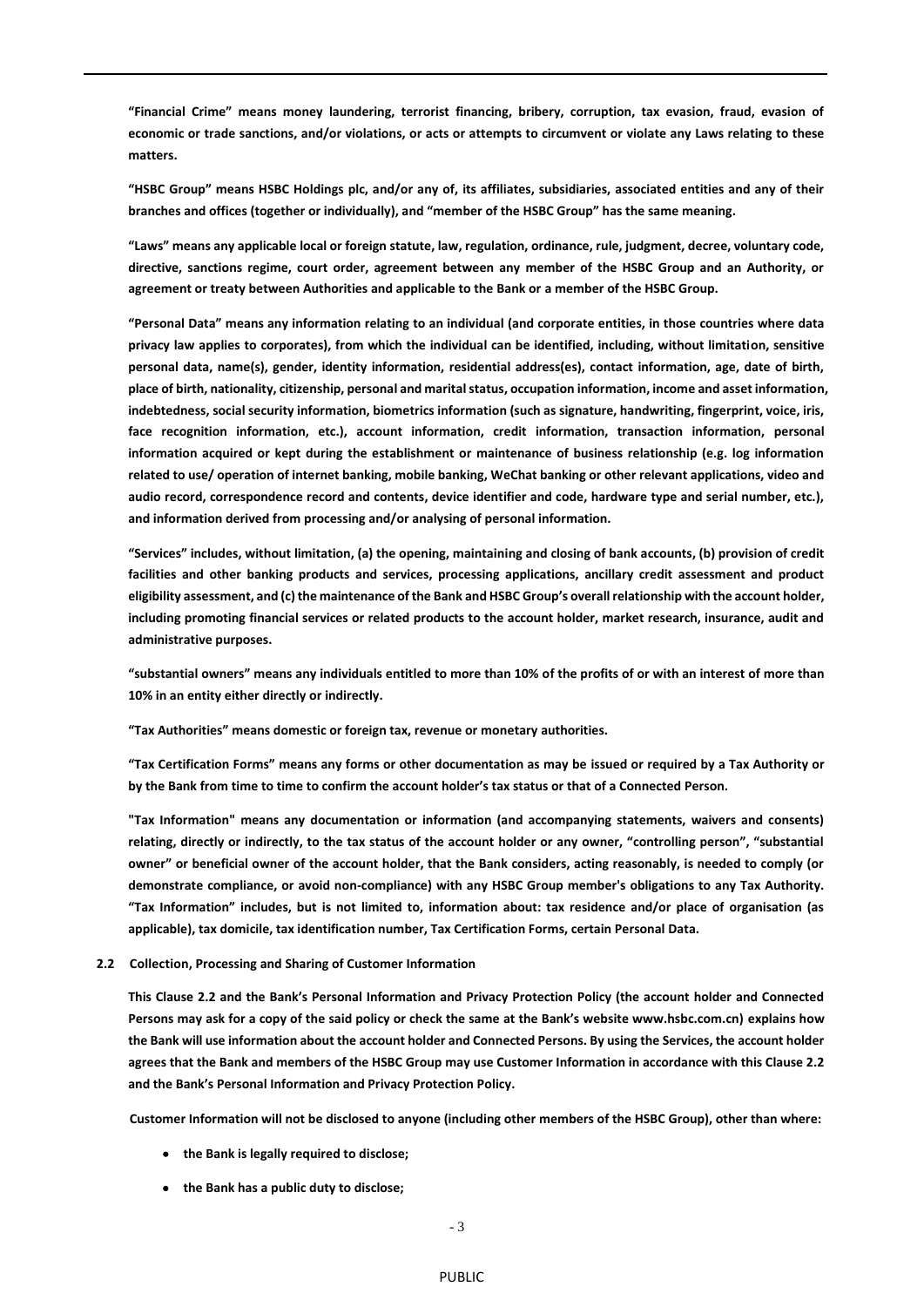**"Financial Crime" means money laundering, terrorist financing, bribery, corruption, tax evasion, fraud, evasion of economic or trade sanctions, and/or violations, or acts or attempts to circumvent or violate any Laws relating to these matters.**

**"HSBC Group" means HSBC Holdings plc, and/or any of, its affiliates, subsidiaries, associated entities and any of their branches and offices (together or individually), and "member of the HSBC Group" has the same meaning.**

**"Laws" means any applicable local or foreign statute, law, regulation, ordinance, rule, judgment, decree, voluntary code, directive, sanctions regime, court order, agreement between any member of the HSBC Group and an Authority, or agreement or treaty between Authorities and applicable to the Bank or a member of the HSBC Group.**

**"Personal Data" means any information relating to an individual (and corporate entities, in those countries where data privacy law applies to corporates), from which the individual can be identified, including, without limitation, sensitive personal data, name(s), gender, identity information, residential address(es), contact information, age, date of birth, place of birth, nationality, citizenship, personal and marital status, occupation information, income and asset information, indebtedness, social security information, biometrics information (such as signature, handwriting, fingerprint, voice, iris, face recognition information, etc.), account information, credit information, transaction information, personal information acquired or kept during the establishment or maintenance of business relationship (e.g. log information related to use/ operation of internet banking, mobile banking, WeChat banking or other relevant applications, video and audio record, correspondence record and contents, device identifier and code, hardware type and serial number, etc.), and information derived from processing and/or analysing of personal information.**

**"Services" includes, without limitation, (a) the opening, maintaining and closing of bank accounts, (b) provision of credit facilities and other banking products and services, processing applications, ancillary credit assessment and product eligibility assessment, and (c) the maintenance of the Bank and HSBC Group's overall relationship with the account holder, including promoting financial services or related products to the account holder, market research, insurance, audit and administrative purposes.**

**"substantial owners" means any individuals entitled to more than 10% of the profits of or with an interest of more than 10% in an entity either directly or indirectly.**

**"Tax Authorities" means domestic or foreign tax, revenue or monetary authorities.**

**"Tax Certification Forms" means any forms or other documentation as may be issued or required by a Tax Authority or by the Bank from time to time to confirm the account holder's tax status or that of a Connected Person.**

**"Tax Information" means any documentation or information (and accompanying statements, waivers and consents) relating, directly or indirectly, to the tax status of the account holder or any owner, "controlling person", "substantial owner" or beneficial owner of the account holder, that the Bank considers, acting reasonably, is needed to comply (or demonstrate compliance, or avoid non-compliance) with any HSBC Group member's obligations to any Tax Authority. "Tax Information" includes, but is not limited to, information about: tax residence and/or place of organisation (as applicable), tax domicile, tax identification number, Tax Certification Forms, certain Personal Data.**

**2.2 Collection, Processing and Sharing of Customer Information**

**This Clause 2.2 and the Bank's Personal Information and Privacy Protection Policy (the account holder and Connected Persons may ask for a copy of the said policy or check the same at the Bank's website www.hsbc.com.cn) explains how the Bank will use information about the account holder and Connected Persons. By using the Services, the account holder agrees that the Bank and members of the HSBC Group may use Customer Information in accordance with this Clause 2.2 and the Bank's Personal Information and Privacy Protection Policy.**

**Customer Information will not be disclosed to anyone (including other members of the HSBC Group), other than where:**

- **the Bank is legally required to disclose;**
- **the Bank has a public duty to disclose;**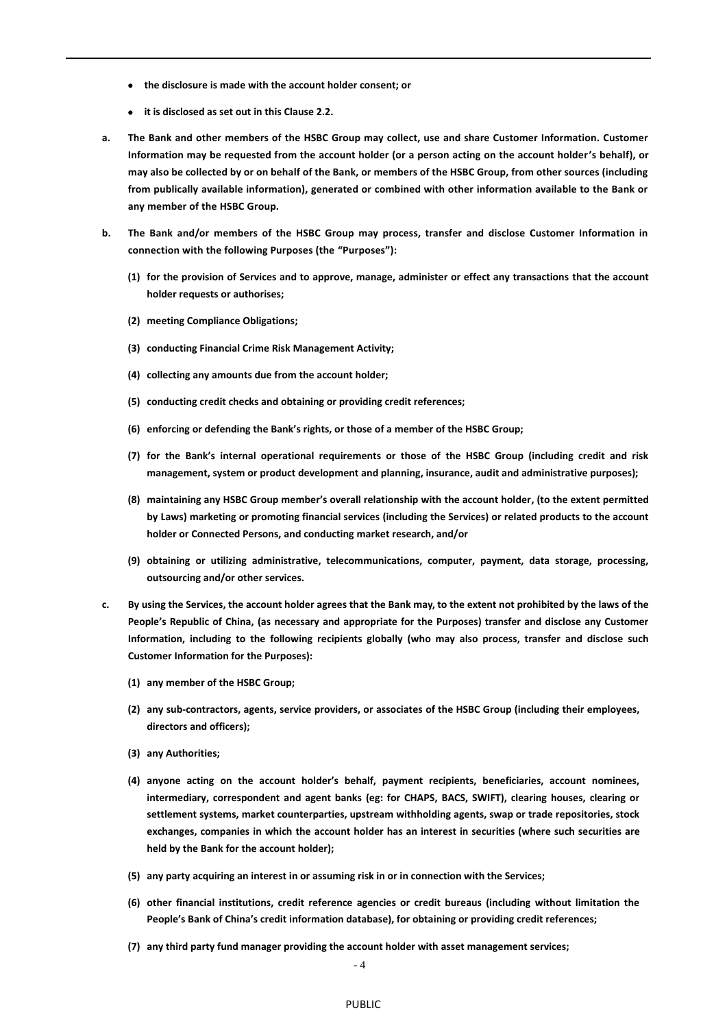- **the disclosure is made with the account holder consent; or**
- **it is disclosed as set out in this Clause 2.2.**

**a. The Bank and other members of the HSBC Group may collect, use and share Customer Information. Customer Information may be requested from the account holder (or a person acting on the account holder's behalf), or may also be collected by or on behalf of the Bank, or members of the HSBC Group, from other sources (including from publically available information), generated or combined with other information available to the Bank or any member of the HSBC Group.**

**b. The Bank and/or members of the HSBC Group may process, transfer and disclose Customer Information in connection with the following Purposes (the "Purposes"):**

**(1) for the provision of Services and to approve, manage, administer or effect any transactions that the account holder requests or authorises;**

**(2) meeting Compliance Obligations;**

**(3) conducting Financial Crime Risk Management Activity;**

**(4) collecting any amounts due from the account holder;**

**(5) conducting credit checks and obtaining or providing credit references;**

**(6) enforcing or defending the Bank's rights, or those of a member of the HSBC Group;**

**(7) for the Bank's internal operational requirements or those of the HSBC Group (including credit and risk management, system or product development and planning, insurance, audit and administrative purposes);**

**(8) maintaining any HSBC Group member's overall relationship with the account holder, (to the extent permitted by Laws) marketing or promoting financial services (including the Services) or related products to the account holder or Connected Persons, and conducting market research, and/or**

**(9) obtaining or utilizing administrative, telecommunications, computer, payment, data storage, processing, outsourcing and/or other services.**

**c. By using the Services, the account holder agrees that the Bank may, to the extent not prohibited by the laws of the People's Republic of China, (as necessary and appropriate for the Purposes) transfer and disclose any Customer Information, including to the following recipients globally (who may also process, transfer and disclose such Customer Information for the Purposes):**

**(1) any member of the HSBC Group;**

**(2) any sub-contractors, agents, service providers, or associates of the HSBC Group (including their employees, directors and officers);**

**(3) any Authorities;**

**(4) anyone acting on the account holder's behalf, payment recipients, beneficiaries, account nominees, intermediary, correspondent and agent banks (eg: for CHAPS, BACS, SWIFT), clearing houses, clearing or settlement systems, market counterparties, upstream withholding agents, swap or trade repositories, stock exchanges, companies in which the account holder has an interest in securities (where such securities are held by the Bank for the account holder);**

**(5) any party acquiring an interest in or assuming risk in or in connection with the Services;**

**(6) other financial institutions, credit reference agencies or credit bureaus (including without limitation the People's Bank of China's credit information database), for obtaining or providing credit references;**

**(7) any third party fund manager providing the account holder with asset management services;**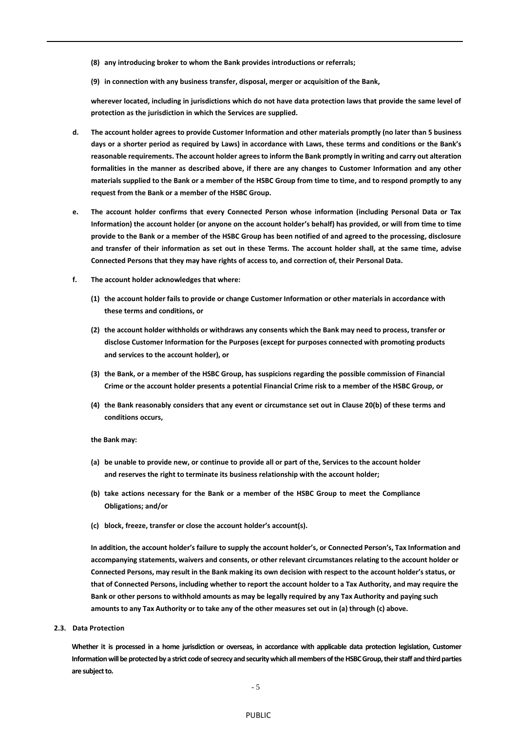**(8) any introducing broker to whom the Bank provides introductions or referrals;**

**(9) in connection with any business transfer, disposal, merger or acquisition of the Bank,**

**wherever located, including in jurisdictions which do not have data protection laws that provide the same level of protection as the jurisdiction in which the Services are supplied.**

**d. The account holder agrees to provide Customer Information and other materials promptly (no later than 5 business days or a shorter period as required by Laws) in accordance with Laws, these terms and conditions or the Bank's reasonable requirements. The account holder agrees to inform the Bank promptly in writing and carry out alteration formalities in the manner as described above, if there are any changes to Customer Information and any other materials supplied to the Bank or a member of the HSBC Group from time to time, and to respond promptly to any request from the Bank or a member of the HSBC Group.**

**e. The account holder confirms that every Connected Person whose information (including Personal Data or Tax Information) the account holder (or anyone on the account holder's behalf) has provided, or will from time to time provide to the Bank or a member of the HSBC Group has been notified of and agreed to the processing, disclosure and transfer of their information as set out in these Terms. The account holder shall, at the same time, advise Connected Persons that they may have rights of access to, and correction of, their Personal Data.**

**f. The account holder acknowledges that where:**

**(1) the account holder fails to provide or change Customer Information or other materials in accordance with these terms and conditions, or**

**(2) the account holder withholds or withdraws any consents which the Bank may need to process, transfer or disclose Customer Information for the Purposes (except for purposes connected with promoting products and services to the account holder), or**

**(3) the Bank, or a member of the HSBC Group, has suspicions regarding the possible commission of Financial Crime or the account holder presents a potential Financial Crime risk to a member of the HSBC Group, or**

**(4) the Bank reasonably considers that any event or circumstance set out in Clause 20(b) of these terms and conditions occurs,**

**the Bank may:**

**(a) be unable to provide new, or continue to provide all or part of the, Services to the account holder and reserves the right to terminate its business relationship with the account holder;**

**(b) take actions necessary for the Bank or a member of the HSBC Group to meet the Compliance Obligations; and/or**

**(c) block, freeze, transfer or close the account holder's account(s).**

**In addition, the account holder's failure to supply the account holder's, or Connected Person's, Tax Information and accompanying statements, waivers and consents, or other relevant circumstances relating to the account holder or Connected Persons, may result in the Bank making its own decision with respect to the account holder's status, or that of Connected Persons, including whether to report the account holder to a Tax Authority, and may require the Bank or other persons to withhold amounts as may be legally required by any Tax Authority and paying such amounts to any Tax Authority or to take any of the other measures set out in (a) through (c) above.**

### 2.3. Data Protection

**Whether it is processed in a home jurisdiction or overseas, in accordance with applicable data protection legislation, Customer Information will be protected by a strict code of secrecy and security which all members of the HSBC Group, their staff and third parties are subject to.**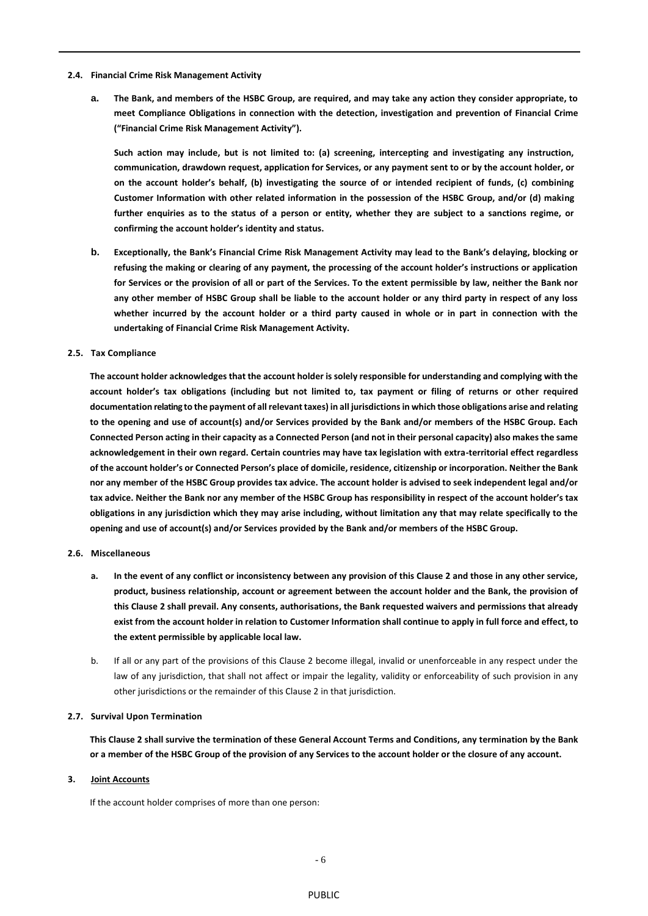**2.4. Financial Crime Risk Management Activity**

**a. The Bank, and members of the HSBC Group, are required, and may take any action they consider appropriate, to meet Compliance Obligations in connection with the detection, investigation and prevention of Financial Crime ("Financial Crime Risk Management Activity").**

**Such action may include, but is not limited to: (a) screening, intercepting and investigating any instruction, communication, drawdown request, application for Services, or any payment sent to or by the account holder, or on the account holder's behalf, (b) investigating the source of or intended recipient of funds, (c) combining Customer Information with other related information in the possession of the HSBC Group, and/or (d) making further enquiries as to the status of a person or entity, whether they are subject to a sanctions regime, or confirming the account holder's identity and status.**

**b. Exceptionally, the Bank's Financial Crime Risk Management Activity may lead to the Bank's delaying, blocking or refusing the making or clearing of any payment, the processing of the account holder's instructions or application for Services or the provision of all or part of the Services. To the extent permissible by law, neither the Bank nor any other member of HSBC Group shall be liable to the account holder or any third party in respect of any loss whether incurred by the account holder or a third party caused in whole or in part in connection with the undertaking of Financial Crime Risk Management Activity.**

**2.5. Tax Compliance**

**The account holder acknowledges that the account holder is solely responsible for understanding and complying with the account holder's tax obligations (including but not limited to, tax payment or filing of returns or other required documentation relating to the payment of all relevant taxes) in all jurisdictions in which those obligations arise and relating to the opening and use of account(s) and/or Services provided by the Bank and/or members of the HSBC Group. Each Connected Person acting in their capacity as a Connected Person (and not in their personal capacity) also makes the same acknowledgement in their own regard. Certain countries may have tax legislation with extra-territorial effect regardless of the account holder's or Connected Person's place of domicile, residence, citizenship or incorporation. Neither the Bank nor any member of the HSBC Group provides tax advice. The account holder is advised to seek independent legal and/or tax advice. Neither the Bank nor any member of the HSBC Group has responsibility in respect of the account holder's tax obligations in any jurisdiction which they may arise including, without limitation any that may relate specifically to the opening and use of account(s) and/or Services provided by the Bank and/or members of the HSBC Group.**

**2.6. Miscellaneous**

**a. In the event of any conflict or inconsistency between any provision of this Clause 2 and those in any other service, product, business relationship, account or agreement between the account holder and the Bank, the provision of this Clause 2 shall prevail. Any consents, authorisations, the Bank requested waivers and permissions that already exist from the account holder in relation to Customer Information shall continue to apply in full force and effect, to the extent permissible by applicable local law.**

b. If all or any part of the provisions of this Clause 2 become illegal, invalid or unenforceable in any respect under the law of any jurisdiction, that shall not affect or impair the legality, validity or enforceability of such provision in any other jurisdictions or the remainder of this Clause 2 in that jurisdiction.

**2.7. Survival Upon Termination**

**This Clause 2 shall survive the termination of these General Account Terms and Conditions, any termination by the Bank or a member of the HSBC Group of the provision of any Services to the account holder or the closure of any account.**

**3. Joint Accounts**

If the account holder comprises of more than one person: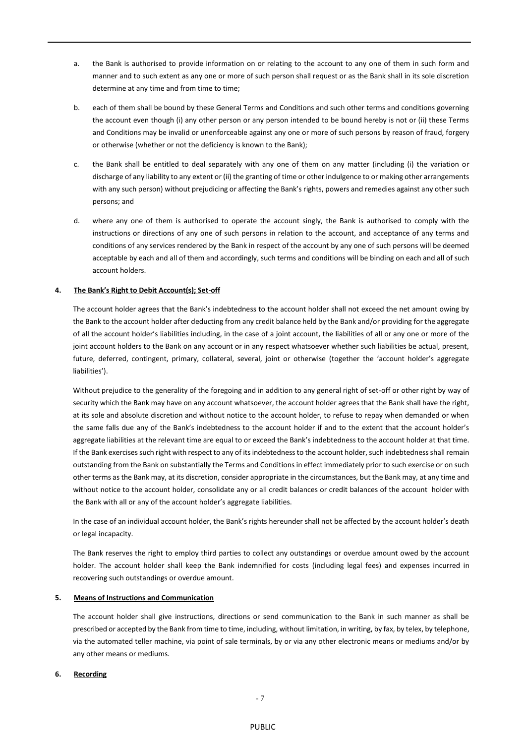a. the Bank is authorised to provide information on or relating to the account to any one of them in such form and manner and to such extent as any one or more of such person shall request or as the Bank shall in its sole discretion determine at any time and from time to time;

b. each of them shall be bound by these General Terms and Conditions and such other terms and conditions governing the account even though (i) any other person or any person intended to be bound hereby is not or (ii) these Terms and Conditions may be invalid or unenforceable against any one or more of such persons by reason of fraud, forgery or otherwise (whether or not the deficiency is known to the Bank);

c. the Bank shall be entitled to deal separately with any one of them on any matter (including (i) the variation or discharge of any liability to any extent or (ii) the granting of time or other indulgence to or making other arrangements with any such person) without prejudicing or affecting the Bank's rights, powers and remedies against any other such persons; and

d. where any one of them is authorised to operate the account singly, the Bank is authorised to comply with the instructions or directions of any one of such persons in relation to the account, and acceptance of any terms and conditions of any services rendered by the Bank in respect of the account by any one of such persons will be deemed acceptable by each and all of them and accordingly, such terms and conditions will be binding on each and all of such account holders.

**4. The Bank's Right to Debit Account(s); Set-off**

The account holder agrees that the Bank's indebtedness to the account holder shall not exceed the net amount owing by the Bank to the account holder after deducting from any credit balance held by the Bank and/or providing for the aggregate of all the account holder's liabilities including, in the case of a joint account, the liabilities of all or any one or more of the joint account holders to the Bank on any account or in any respect whatsoever whether such liabilities be actual, present, future, deferred, contingent, primary, collateral, several, joint or otherwise (together the 'account holder's aggregate liabilities').

Without prejudice to the generality of the foregoing and in addition to any general right of set-off or other right by way of security which the Bank may have on any account whatsoever, the account holder agrees that the Bank shall have the right, at its sole and absolute discretion and without notice to the account holder, to refuse to repay when demanded or when the same falls due any of the Bank's indebtedness to the account holder if and to the extent that the account holder's aggregate liabilities at the relevant time are equal to or exceed the Bank's indebtedness to the account holder at that time. If the Bank exercises such right with respect to any of its indebtedness to the account holder, such indebtedness shall remain outstanding from the Bank on substantially the Terms and Conditions in effect immediately prior to such exercise or on such other terms as the Bank may, at its discretion, consider appropriate in the circumstances, but the Bank may, at any time and without notice to the account holder, consolidate any or all credit balances or credit balances of the account holder with the Bank with all or any of the account holder's aggregate liabilities.

In the case of an individual account holder, the Bank's rights hereunder shall not be affected by the account holder's death or legal incapacity.

The Bank reserves the right to employ third parties to collect any outstandings or overdue amount owed by the account holder. The account holder shall keep the Bank indemnified for costs (including legal fees) and expenses incurred in recovering such outstandings or overdue amount.

**5. Means of Instructions and Communication**

The account holder shall give instructions, directions or send communication to the Bank in such manner as shall be prescribed or accepted by the Bank from time to time, including, without limitation, in writing, by fax, by telex, by telephone, via the automated teller machine, via point of sale terminals, by or via any other electronic means or mediums and/or by any other means or mediums.

**6. Recording**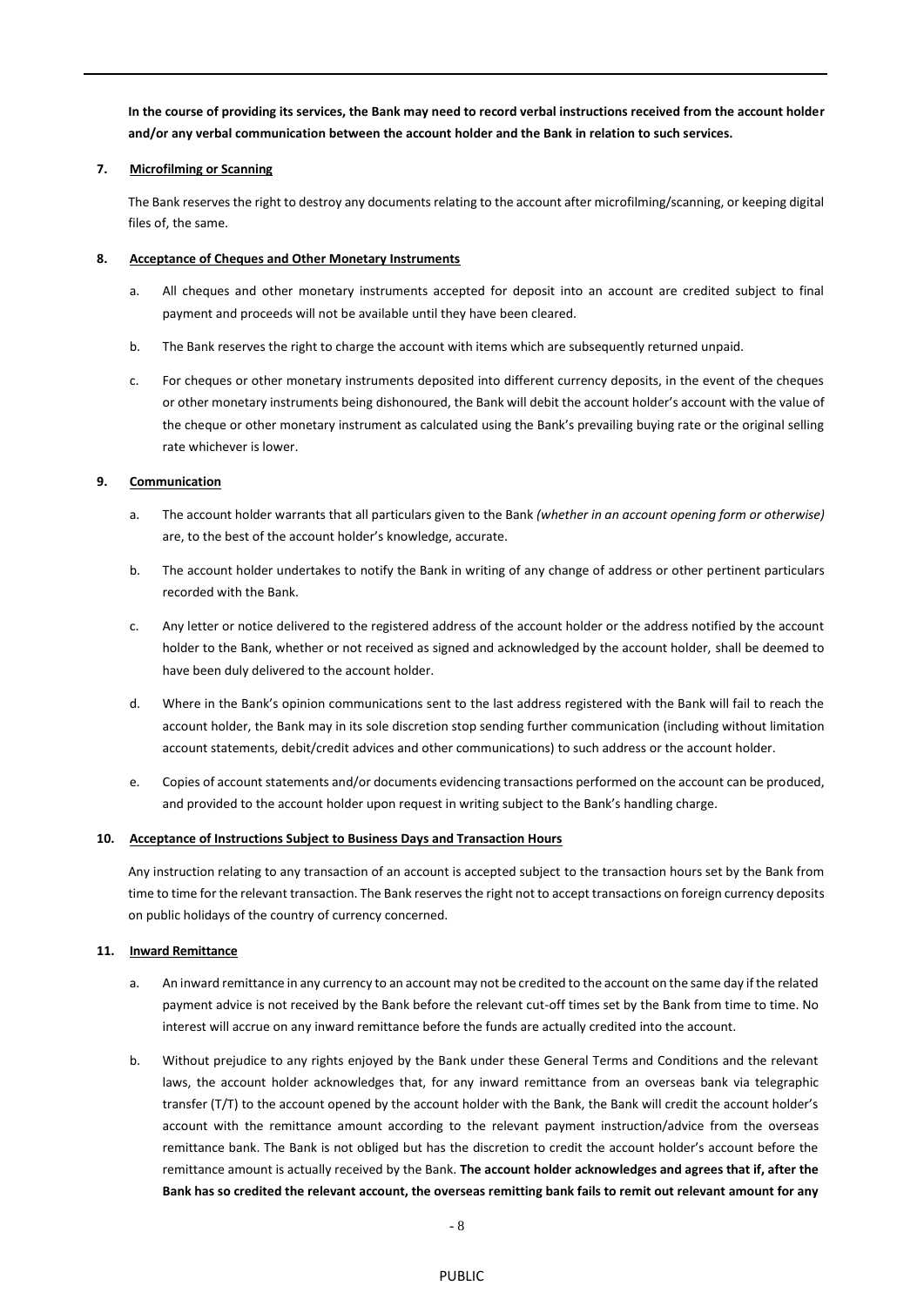**In the course of providing its services, the Bank may need to record verbal instructions received from the account holder and/or any verbal communication between the account holder and the Bank in relation to such services.**

**7. Microfilming or Scanning**

The Bank reserves the right to destroy any documents relating to the account after microfilming/scanning, or keeping digital files of, the same.

**8. Acceptance of Cheques and Other Monetary Instruments**

a. All cheques and other monetary instruments accepted for deposit into an account are credited subject to final payment and proceeds will not be available until they have been cleared.

b. The Bank reserves the right to charge the account with items which are subsequently returned unpaid.

c. For cheques or other monetary instruments deposited into different currency deposits, in the event of the cheques or other monetary instruments being dishonoured, the Bank will debit the account holder's account with the value of the cheque or other monetary instrument as calculated using the Bank's prevailing buying rate or the original selling rate whichever is lower.

**9. Communication**

a. The account holder warrants that all particulars given to the Bank *(whether in an account opening form or otherwise)* are, to the best of the account holder's knowledge, accurate.

b. The account holder undertakes to notify the Bank in writing of any change of address or other pertinent particulars recorded with the Bank.

c. Any letter or notice delivered to the registered address of the account holder or the address notified by the account holder to the Bank, whether or not received as signed and acknowledged by the account holder, shall be deemed to have been duly delivered to the account holder.

d. Where in the Bank's opinion communications sent to the last address registered with the Bank will fail to reach the account holder, the Bank may in its sole discretion stop sending further communication (including without limitation account statements, debit/credit advices and other communications) to such address or the account holder.

e. Copies of account statements and/or documents evidencing transactions performed on the account can be produced, and provided to the account holder upon request in writing subject to the Bank's handling charge.

**10. Acceptance of Instructions Subject to Business Days and Transaction Hours**

Any instruction relating to any transaction of an account is accepted subject to the transaction hours set by the Bank from time to time for the relevant transaction. The Bank reserves the right not to accept transactions on foreign currency deposits on public holidays of the country of currency concerned.

**11. Inward Remittance**

a. An inward remittance in any currency to an account may not be credited to the account on the same day if the related payment advice is not received by the Bank before the relevant cut-off times set by the Bank from time to time. No interest will accrue on any inward remittance before the funds are actually credited into the account.

b. Without prejudice to any rights enjoyed by the Bank under these General Terms and Conditions and the relevant laws, the account holder acknowledges that, for any inward remittance from an overseas bank via telegraphic transfer (T/T) to the account opened by the account holder with the Bank, the Bank will credit the account holder's account with the remittance amount according to the relevant payment instruction/advice from the overseas remittance bank. The Bank is not obliged but has the discretion to credit the account holder's account before the remittance amount is actually received by the Bank. **The account holder acknowledges and agrees that if, after the Bank has so credited the relevant account, the overseas remitting bank fails to remit out relevant amount for any**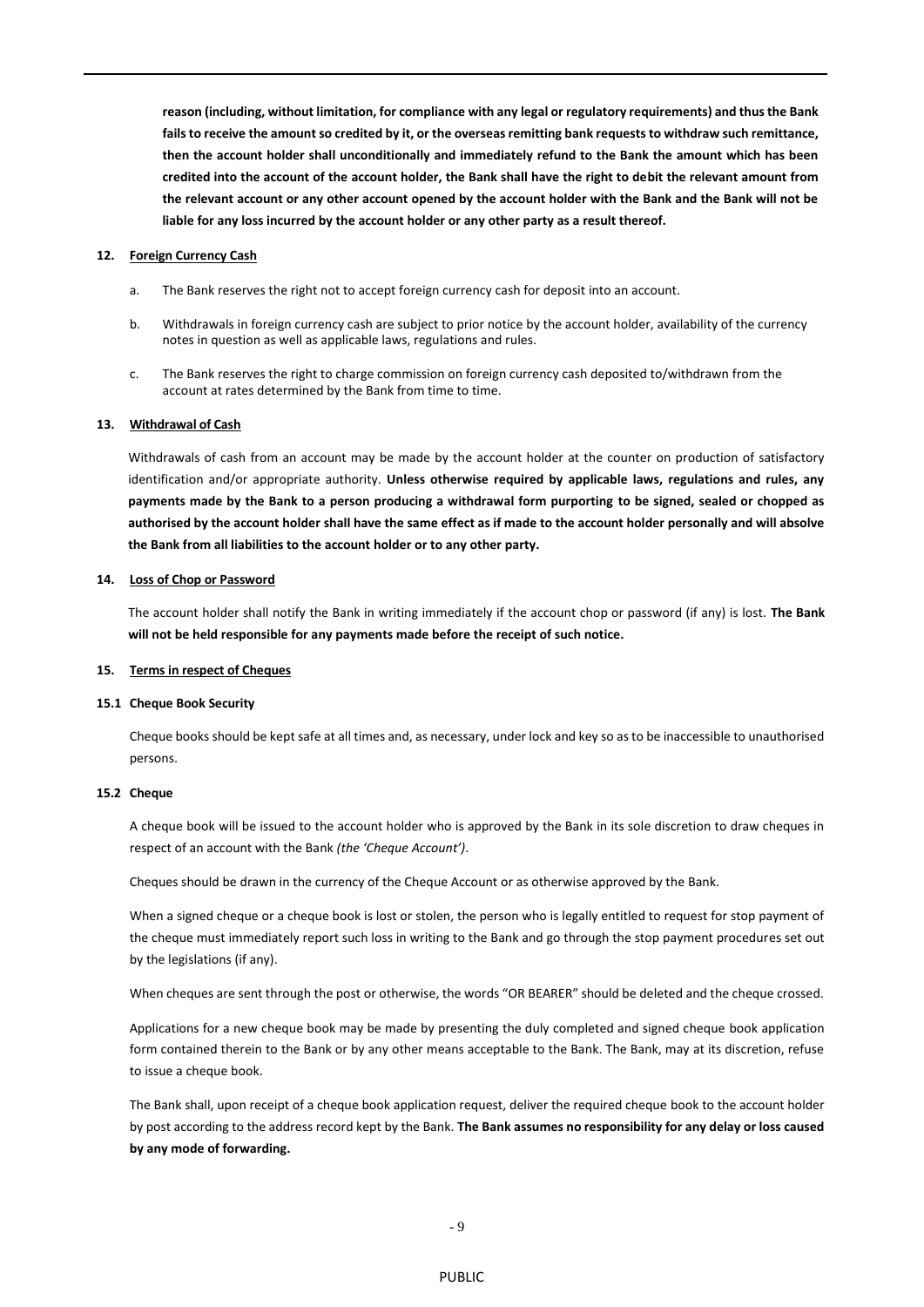**reason (including, without limitation, for compliance with any legal or regulatory requirements) and thus the Bank fails to receive the amount so credited by it, or the overseas remitting bank requests to withdraw such remittance, then the account holder shall unconditionally and immediately refund to the Bank the amount which has been credited into the account of the account holder, the Bank shall have the right to debit the relevant amount from the relevant account or any other account opened by the account holder with the Bank and the Bank will not be liable for any loss incurred by the account holder or any other party as a result thereof.**

**12. Foreign Currency Cash**

a. The Bank reserves the right not to accept foreign currency cash for deposit into an account.

b. Withdrawals in foreign currency cash are subject to prior notice by the account holder, availability of the currency notes in question as well as applicable laws, regulations and rules.

c. The Bank reserves the right to charge commission on foreign currency cash deposited to/withdrawn from the account at rates determined by the Bank from time to time.

**13. Withdrawal of Cash**

Withdrawals of cash from an account may be made by the account holder at the counter on production of satisfactory identification and/or appropriate authority. **Unless otherwise required by applicable laws, regulations and rules, any payments made by the Bank to a person producing a withdrawal form purporting to be signed, sealed or chopped as authorised by the account holder shall have the same effect as if made to the account holder personally and will absolve the Bank from all liabilities to the account holder or to any other party.**

**14. Loss of Chop or Password**

The account holder shall notify the Bank in writing immediately if the account chop or password (if any) is lost. **The Bank will not be held responsible for any payments made before the receipt of such notice.**

**15. Terms in respect of Cheques**

**15.1 Cheque Book Security**

Cheque books should be kept safe at all times and, as necessary, under lock and key so as to be inaccessible to unauthorised persons.

**15.2 Cheque**

A cheque book will be issued to the account holder who is approved by the Bank in its sole discretion to draw cheques in respect of an account with the Bank *(the 'Cheque Account')*.

Cheques should be drawn in the currency of the Cheque Account or as otherwise approved by the Bank.

When a signed cheque or a cheque book is lost or stolen, the person who is legally entitled to request for stop payment of the cheque must immediately report such loss in writing to the Bank and go through the stop payment procedures set out by the legislations (if any).

When cheques are sent through the post or otherwise, the words "OR BEARER" should be deleted and the cheque crossed.

Applications for a new cheque book may be made by presenting the duly completed and signed cheque book application form contained therein to the Bank or by any other means acceptable to the Bank. The Bank, may at its discretion, refuse to issue a cheque book.

The Bank shall, upon receipt of a cheque book application request, deliver the required cheque book to the account holder by post according to the address record kept by the Bank. **The Bank assumes no responsibility for any delay or loss caused by any mode of forwarding.**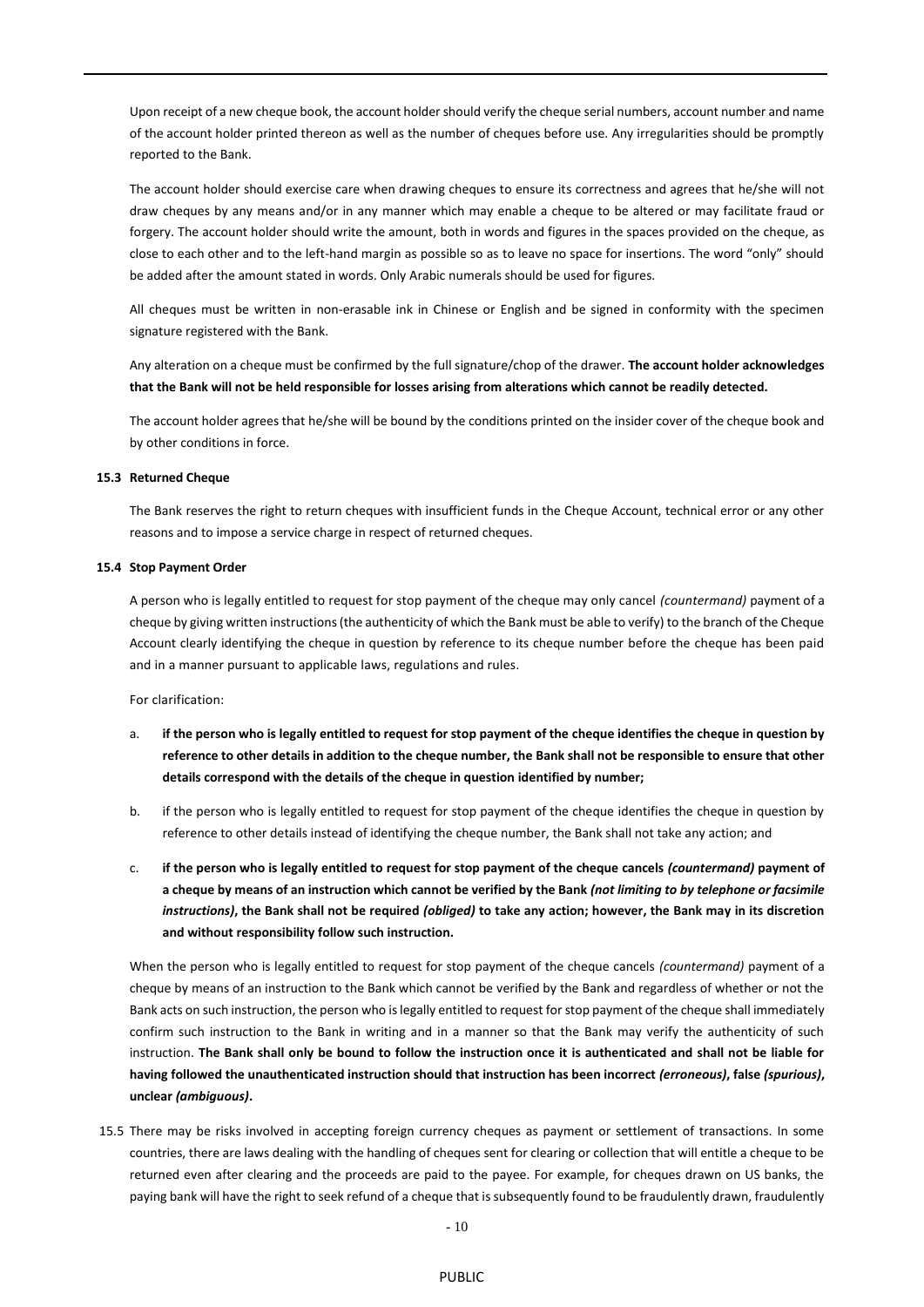Upon receipt of a new cheque book, the account holder should verify the cheque serial numbers, account number and name of the account holder printed thereon as well as the number of cheques before use. Any irregularities should be promptly reported to the Bank.

The account holder should exercise care when drawing cheques to ensure its correctness and agrees that he/she will not draw cheques by any means and/or in any manner which may enable a cheque to be altered or may facilitate fraud or forgery. The account holder should write the amount, both in words and figures in the spaces provided on the cheque, as close to each other and to the left-hand margin as possible so as to leave no space for insertions. The word "only" should be added after the amount stated in words. Only Arabic numerals should be used for figures.

All cheques must be written in non-erasable ink in Chinese or English and be signed in conformity with the specimen signature registered with the Bank.

Any alteration on a cheque must be confirmed by the full signature/chop of the drawer. **The account holder acknowledges that the Bank will not be held responsible for losses arising from alterations which cannot be readily detected.**

The account holder agrees that he/she will be bound by the conditions printed on the insider cover of the cheque book and by other conditions in force.

### 15.3 Returned Cheque

The Bank reserves the right to return cheques with insufficient funds in the Cheque Account, technical error or any other reasons and to impose a service charge in respect of returned cheques.

### 15.4 Stop Payment Order

A person who is legally entitled to request for stop payment of the cheque may only cancel *(countermand)* payment of a cheque by giving written instructions (the authenticity of which the Bank must be able to verify) to the branch of the Cheque Account clearly identifying the cheque in question by reference to its cheque number before the cheque has been paid and in a manner pursuant to applicable laws, regulations and rules.

For clarification:

a. **if the person who is legally entitled to request for stop payment of the cheque identifies the cheque in question by reference to other details in addition to the cheque number, the Bank shall not be responsible to ensure that other details correspond with the details of the cheque in question identified by number;**

b. if the person who is legally entitled to request for stop payment of the cheque identifies the cheque in question by reference to other details instead of identifying the cheque number, the Bank shall not take any action; and

c. **if the person who is legally entitled to request for stop payment of the cheque cancels *(countermand)* payment of a cheque by means of an instruction which cannot be verified by the Bank *(not limiting to by telephone or facsimile instructions)*, the Bank shall not be required *(obliged)* to take any action; however, the Bank may in its discretion and without responsibility follow such instruction.**

When the person who is legally entitled to request for stop payment of the cheque cancels *(countermand)* payment of a cheque by means of an instruction to the Bank which cannot be verified by the Bank and regardless of whether or not the Bank acts on such instruction, the person who is legally entitled to request for stop payment of the cheque shall immediately confirm such instruction to the Bank in writing and in a manner so that the Bank may verify the authenticity of such instruction. **The Bank shall only be bound to follow the instruction once it is authenticated and shall not be liable for having followed the unauthenticated instruction should that instruction has been incorrect *(erroneous)*, false *(spurious)*, unclear *(ambiguous)*.**

15.5 There may be risks involved in accepting foreign currency cheques as payment or settlement of transactions. In some countries, there are laws dealing with the handling of cheques sent for clearing or collection that will entitle a cheque to be returned even after clearing and the proceeds are paid to the payee. For example, for cheques drawn on US banks, the paying bank will have the right to seek refund of a cheque that is subsequently found to be fraudulently drawn, fraudulently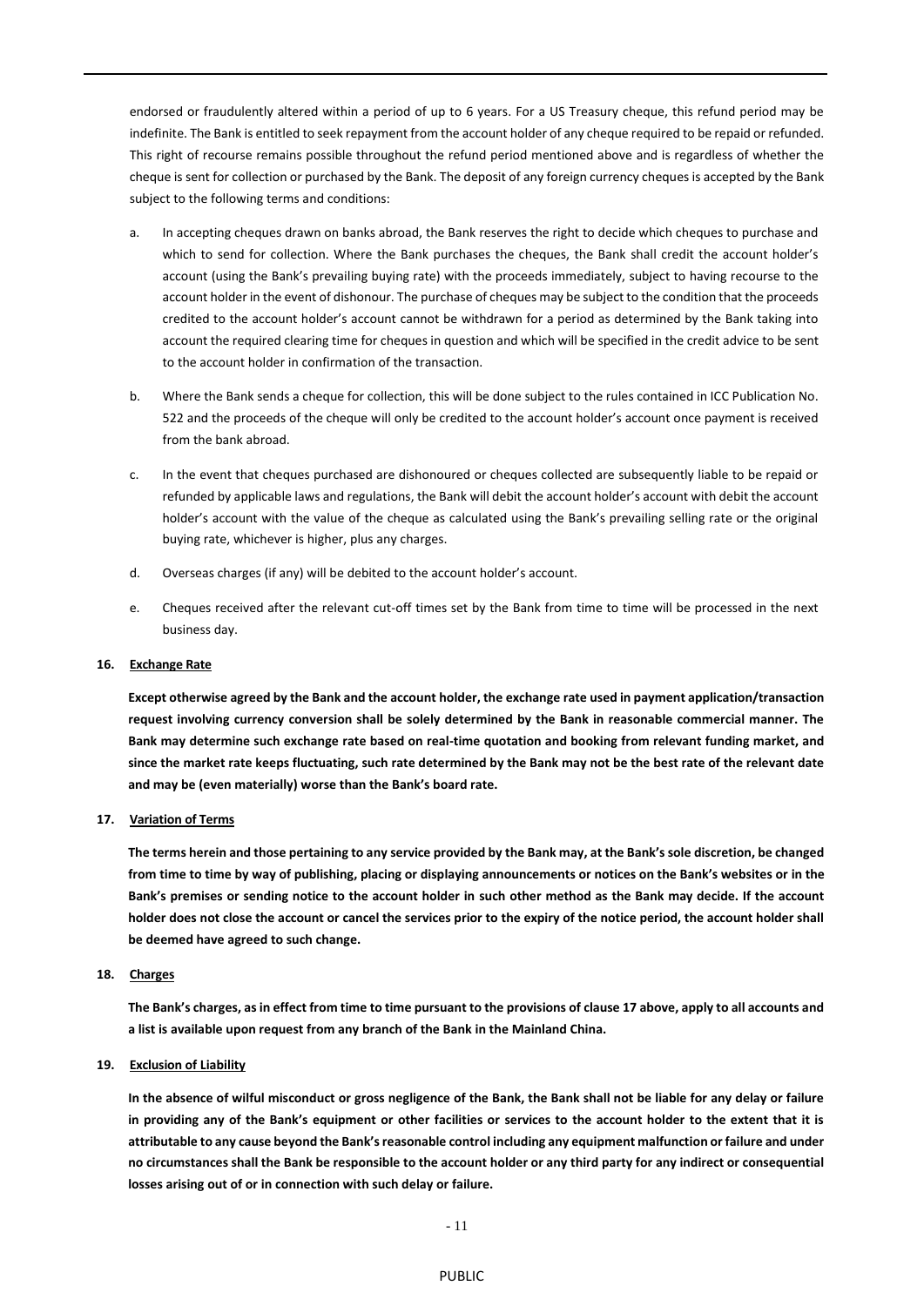endorsed or fraudulently altered within a period of up to 6 years. For a US Treasury cheque, this refund period may be indefinite. The Bank is entitled to seek repayment from the account holder of any cheque required to be repaid or refunded. This right of recourse remains possible throughout the refund period mentioned above and is regardless of whether the cheque is sent for collection or purchased by the Bank. The deposit of any foreign currency cheques is accepted by the Bank subject to the following terms and conditions:

a. In accepting cheques drawn on banks abroad, the Bank reserves the right to decide which cheques to purchase and which to send for collection. Where the Bank purchases the cheques, the Bank shall credit the account holder's account (using the Bank's prevailing buying rate) with the proceeds immediately, subject to having recourse to the account holder in the event of dishonour. The purchase of cheques may be subject to the condition that the proceeds credited to the account holder's account cannot be withdrawn for a period as determined by the Bank taking into account the required clearing time for cheques in question and which will be specified in the credit advice to be sent to the account holder in confirmation of the transaction.

b. Where the Bank sends a cheque for collection, this will be done subject to the rules contained in ICC Publication No. 522 and the proceeds of the cheque will only be credited to the account holder's account once payment is received from the bank abroad.

c. In the event that cheques purchased are dishonoured or cheques collected are subsequently liable to be repaid or refunded by applicable laws and regulations, the Bank will debit the account holder's account with debit the account holder's account with the value of the cheque as calculated using the Bank's prevailing selling rate or the original buying rate, whichever is higher, plus any charges.

d. Overseas charges (if any) will be debited to the account holder's account.

e. Cheques received after the relevant cut-off times set by the Bank from time to time will be processed in the next business day.

**16. Exchange Rate**

**Except otherwise agreed by the Bank and the account holder, the exchange rate used in payment application/transaction request involving currency conversion shall be solely determined by the Bank in reasonable commercial manner. The Bank may determine such exchange rate based on real-time quotation and booking from relevant funding market, and since the market rate keeps fluctuating, such rate determined by the Bank may not be the best rate of the relevant date and may be (even materially) worse than the Bank's board rate.**

**17. Variation of Terms**

**The terms herein and those pertaining to any service provided by the Bank may, at the Bank's sole discretion, be changed from time to time by way of publishing, placing or displaying announcements or notices on the Bank's websites or in the Bank's premises or sending notice to the account holder in such other method as the Bank may decide. If the account holder does not close the account or cancel the services prior to the expiry of the notice period, the account holder shall be deemed have agreed to such change.**

**18. Charges**

**The Bank's charges, as in effect from time to time pursuant to the provisions of clause 17 above, apply to all accounts and a list is available upon request from any branch of the Bank in the Mainland China.**

**19. Exclusion of Liability**

**In the absence of wilful misconduct or gross negligence of the Bank, the Bank shall not be liable for any delay or failure in providing any of the Bank's equipment or other facilities or services to the account holder to the extent that it is attributable to any cause beyond the Bank's reasonable control including any equipment malfunction or failure and under no circumstances shall the Bank be responsible to the account holder or any third party for any indirect or consequential losses arising out of or in connection with such delay or failure.**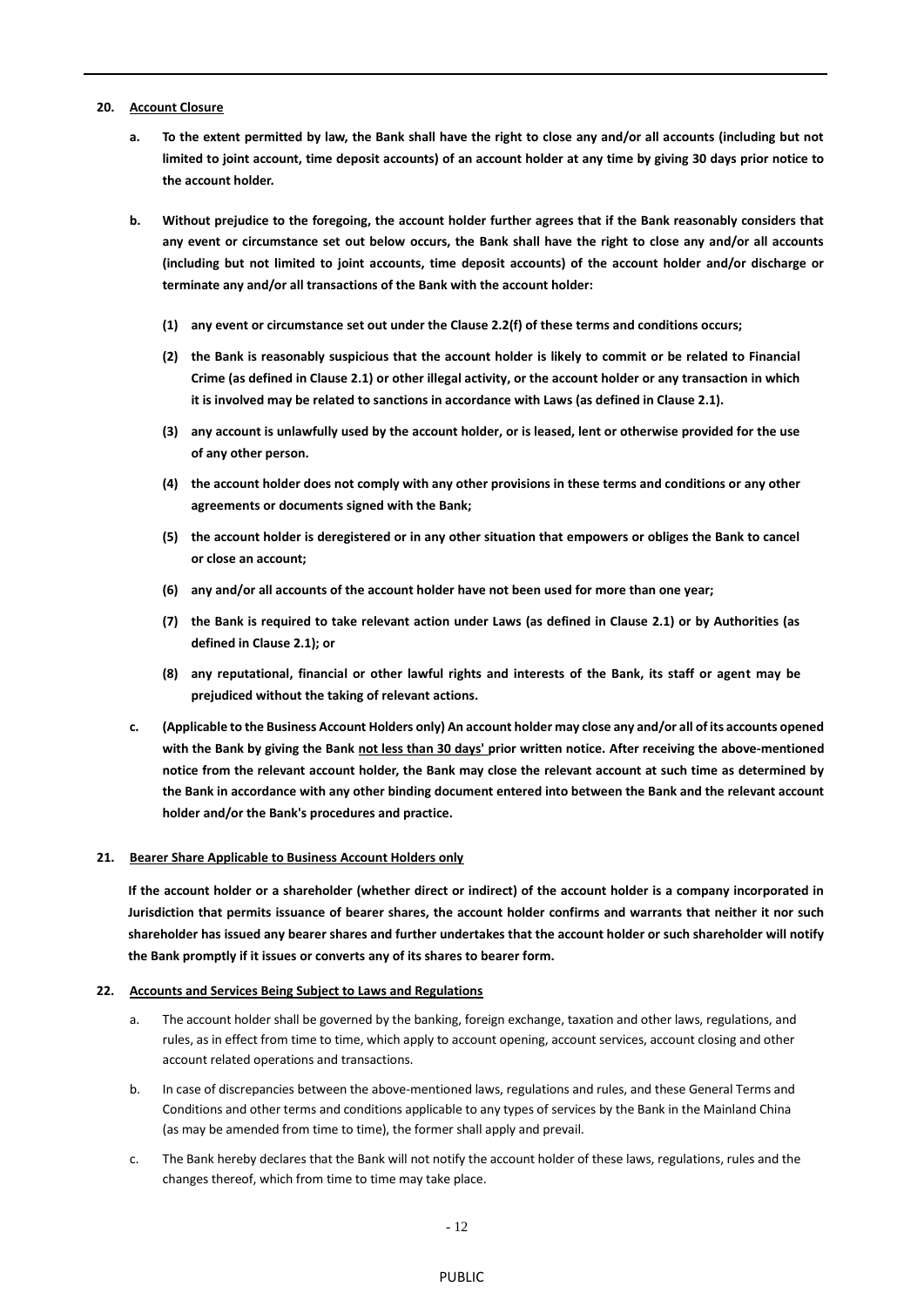**20. Account Closure**

**a. To the extent permitted by law, the Bank shall have the right to close any and/or all accounts (including but not limited to joint account, time deposit accounts) of an account holder at any time by giving 30 days prior notice to the account holder.**

**b. Without prejudice to the foregoing, the account holder further agrees that if the Bank reasonably considers that any event or circumstance set out below occurs, the Bank shall have the right to close any and/or all accounts (including but not limited to joint accounts, time deposit accounts) of the account holder and/or discharge or terminate any and/or all transactions of the Bank with the account holder:**

**(1) any event or circumstance set out under the Clause 2.2(f) of these terms and conditions occurs;**

**(2) the Bank is reasonably suspicious that the account holder is likely to commit or be related to Financial Crime (as defined in Clause 2.1) or other illegal activity, or the account holder or any transaction in which it is involved may be related to sanctions in accordance with Laws (as defined in Clause 2.1).**

**(3) any account is unlawfully used by the account holder, or is leased, lent or otherwise provided for the use of any other person.**

**(4) the account holder does not comply with any other provisions in these terms and conditions or any other agreements or documents signed with the Bank;**

**(5) the account holder is deregistered or in any other situation that empowers or obliges the Bank to cancel or close an account;**

**(6) any and/or all accounts of the account holder have not been used for more than one year;**

**(7) the Bank is required to take relevant action under Laws (as defined in Clause 2.1) or by Authorities (as defined in Clause 2.1); or**

**(8) any reputational, financial or other lawful rights and interests of the Bank, its staff or agent may be prejudiced without the taking of relevant actions.**

**c. (Applicable to the Business Account Holders only) An account holder may close any and/or all of its accounts opened with the Bank by giving the Bank not less than 30 days' prior written notice. After receiving the above-mentioned notice from the relevant account holder, the Bank may close the relevant account at such time as determined by the Bank in accordance with any other binding document entered into between the Bank and the relevant account holder and/or the Bank's procedures and practice.**

**21. Bearer Share Applicable to Business Account Holders only**

**If the account holder or a shareholder (whether direct or indirect) of the account holder is a company incorporated in Jurisdiction that permits issuance of bearer shares, the account holder confirms and warrants that neither it nor such shareholder has issued any bearer shares and further undertakes that the account holder or such shareholder will notify the Bank promptly if it issues or converts any of its shares to bearer form.**

**22. Accounts and Services Being Subject to Laws and Regulations**

a. The account holder shall be governed by the banking, foreign exchange, taxation and other laws, regulations, and rules, as in effect from time to time, which apply to account opening, account services, account closing and other account related operations and transactions.

b. In case of discrepancies between the above-mentioned laws, regulations and rules, and these General Terms and Conditions and other terms and conditions applicable to any types of services by the Bank in the Mainland China (as may be amended from time to time), the former shall apply and prevail.

c. The Bank hereby declares that the Bank will not notify the account holder of these laws, regulations, rules and the changes thereof, which from time to time may take place.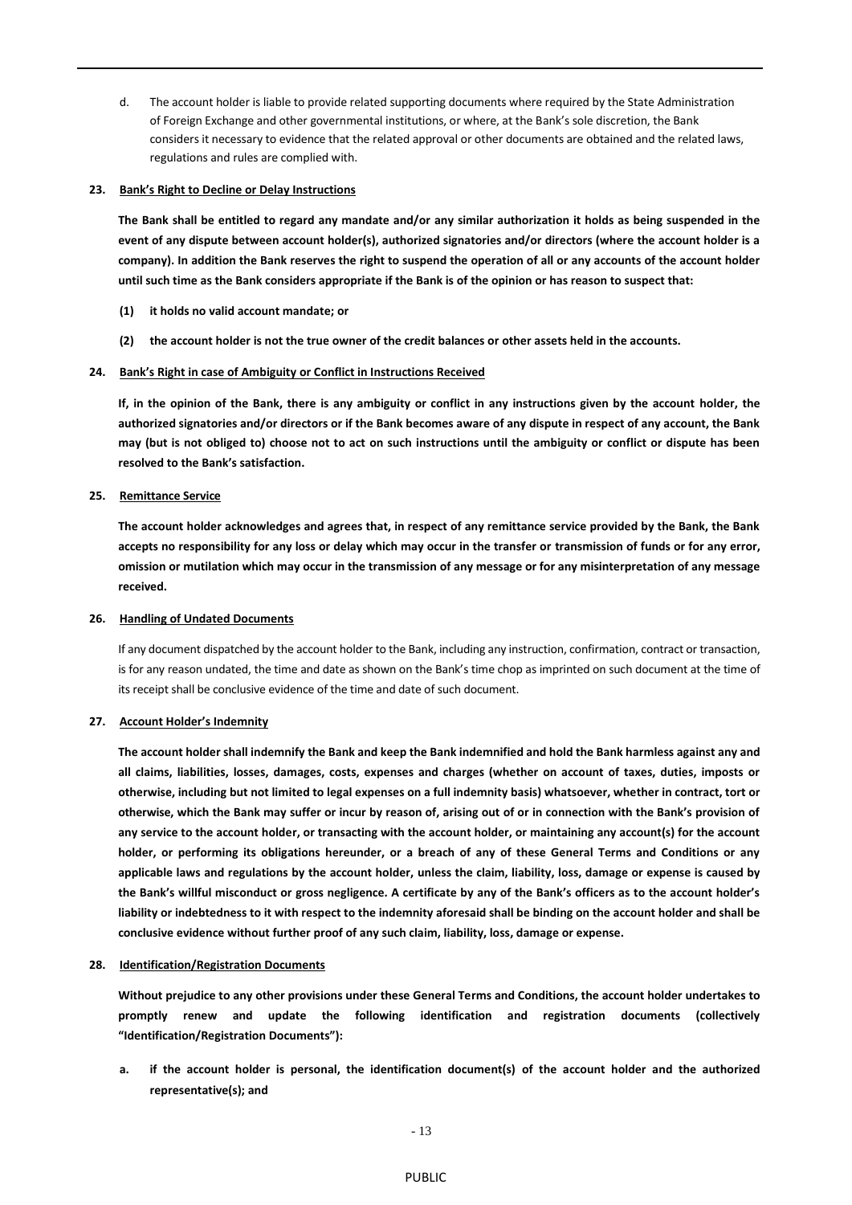d. The account holder is liable to provide related supporting documents where required by the State Administration of Foreign Exchange and other governmental institutions, or where, at the Bank's sole discretion, the Bank considers it necessary to evidence that the related approval or other documents are obtained and the related laws, regulations and rules are complied with.

**23. <u>Bank's Right to Decline or Delay Instructions</u>**

**The Bank shall be entitled to regard any mandate and/or any similar authorization it holds as being suspended in the event of any dispute between account holder(s), authorized signatories and/or directors (where the account holder is a company). In addition the Bank reserves the right to suspend the operation of all or any accounts of the account holder until such time as the Bank considers appropriate if the Bank is of the opinion or has reason to suspect that:**

**(1) it holds no valid account mandate; or**

**(2) the account holder is not the true owner of the credit balances or other assets held in the accounts.**

**24. <u>Bank's Right in case of Ambiguity or Conflict in Instructions Received</u>**

**If, in the opinion of the Bank, there is any ambiguity or conflict in any instructions given by the account holder, the authorized signatories and/or directors or if the Bank becomes aware of any dispute in respect of any account, the Bank may (but is not obliged to) choose not to act on such instructions until the ambiguity or conflict or dispute has been resolved to the Bank's satisfaction.**

**25. <u>Remittance Service</u>**

**The account holder acknowledges and agrees that, in respect of any remittance service provided by the Bank, the Bank accepts no responsibility for any loss or delay which may occur in the transfer or transmission of funds or for any error, omission or mutilation which may occur in the transmission of any message or for any misinterpretation of any message received.**

**26. <u>Handling of Undated Documents</u>**

If any document dispatched by the account holder to the Bank, including any instruction, confirmation, contract or transaction, is for any reason undated, the time and date as shown on the Bank's time chop as imprinted on such document at the time of its receipt shall be conclusive evidence of the time and date of such document.

**27. <u>Account Holder's Indemnity</u>**

**The account holder shall indemnify the Bank and keep the Bank indemnified and hold the Bank harmless against any and all claims, liabilities, losses, damages, costs, expenses and charges (whether on account of taxes, duties, imposts or otherwise, including but not limited to legal expenses on a full indemnity basis) whatsoever, whether in contract, tort or otherwise, which the Bank may suffer or incur by reason of, arising out of or in connection with the Bank's provision of any service to the account holder, or transacting with the account holder, or maintaining any account(s) for the account holder, or performing its obligations hereunder, or a breach of any of these General Terms and Conditions or any applicable laws and regulations by the account holder, unless the claim, liability, loss, damage or expense is caused by the Bank's willful misconduct or gross negligence. A certificate by any of the Bank's officers as to the account holder's liability or indebtedness to it with respect to the indemnity aforesaid shall be binding on the account holder and shall be conclusive evidence without further proof of any such claim, liability, loss, damage or expense.**

**28. <u>Identification/Registration Documents</u>**

**Without prejudice to any other provisions under these General Terms and Conditions, the account holder undertakes to promptly renew and update the following identification and registration documents (collectively "Identification/Registration Documents"):**

**a. if the account holder is personal, the identification document(s) of the account holder and the authorized representative(s); and**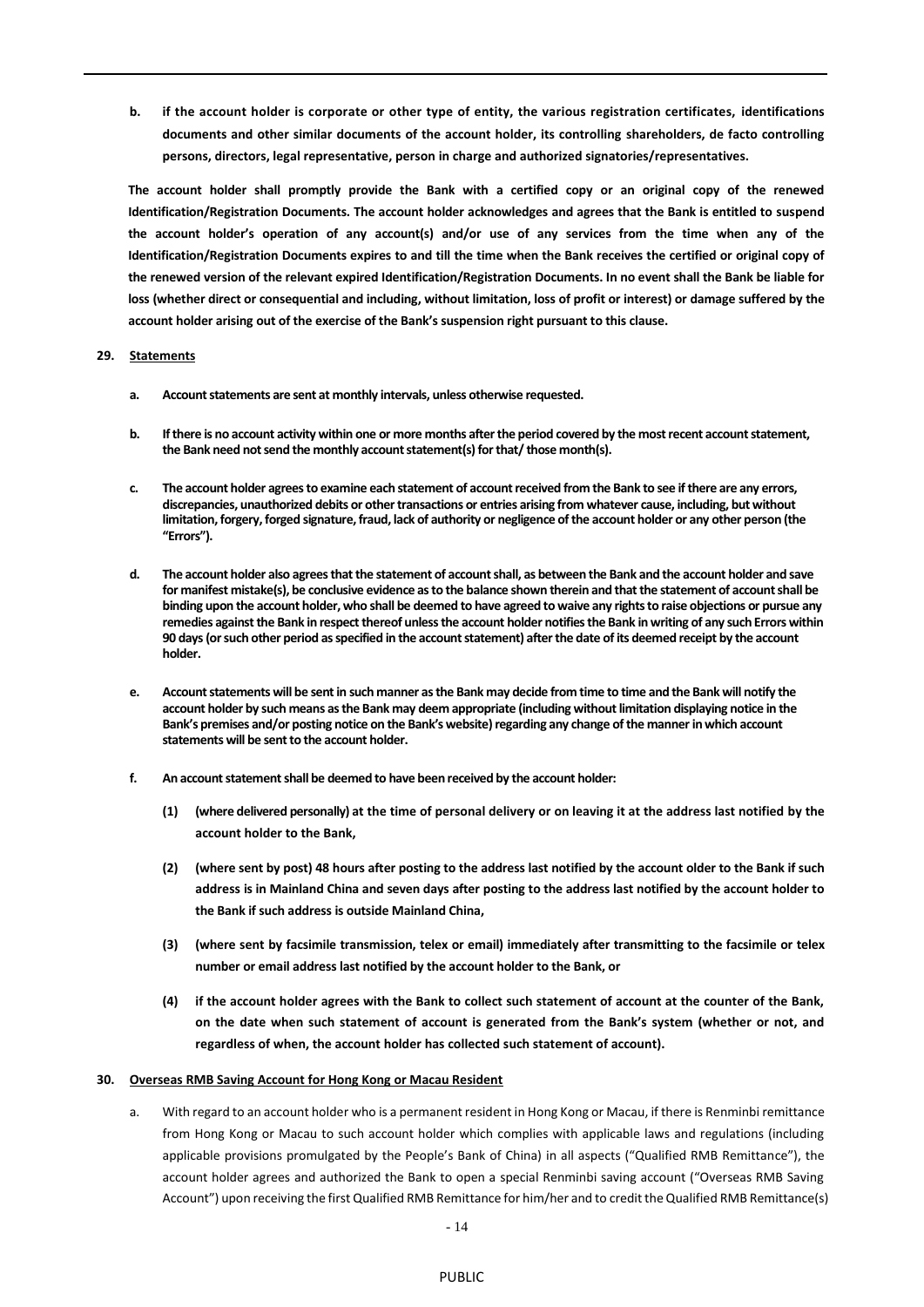**b. if the account holder is corporate or other type of entity, the various registration certificates, identifications documents and other similar documents of the account holder, its controlling shareholders, de facto controlling persons, directors, legal representative, person in charge and authorized signatories/representatives.**

**The account holder shall promptly provide the Bank with a certified copy or an original copy of the renewed Identification/Registration Documents. The account holder acknowledges and agrees that the Bank is entitled to suspend the account holder's operation of any account(s) and/or use of any services from the time when any of the Identification/Registration Documents expires to and till the time when the Bank receives the certified or original copy of the renewed version of the relevant expired Identification/Registration Documents. In no event shall the Bank be liable for loss (whether direct or consequential and including, without limitation, loss of profit or interest) or damage suffered by the account holder arising out of the exercise of the Bank's suspension right pursuant to this clause.**

**29. Statements**

**a. Account statements are sent at monthly intervals, unless otherwise requested.**

**b. If there is no account activity within one or more months after the period covered by the most recent account statement, the Bank need not send the monthly account statement(s) for that/ those month(s).**

**c. The account holder agrees to examine each statement of account received from the Bank to see if there are any errors, discrepancies, unauthorized debits or other transactions or entries arising from whatever cause, including, but without limitation, forgery, forged signature, fraud, lack of authority or negligence of the account holder or any other person (the "Errors").**

**d. The account holder also agrees that the statement of account shall, as between the Bank and the account holder and save for manifest mistake(s), be conclusive evidence as to the balance shown therein and that the statement of account shall be binding upon the account holder, who shall be deemed to have agreed to waive any rights to raise objections or pursue any remedies against the Bank in respect thereof unless the account holder notifies the Bank in writing of any such Errors within 90 days (or such other period as specified in the account statement) after the date of its deemed receipt by the account holder.**

**e. Account statements will be sent in such manner as the Bank may decide from time to time and the Bank will notify the account holder by such means as the Bank may deem appropriate (including without limitation displaying notice in the Bank's premises and/or posting notice on the Bank's website) regarding any change of the manner in which account statements will be sent to the account holder.**

**f. An account statement shall be deemed to have been received by the account holder:**

**(1) (where delivered personally) at the time of personal delivery or on leaving it at the address last notified by the account holder to the Bank,**

**(2) (where sent by post) 48 hours after posting to the address last notified by the account older to the Bank if such address is in Mainland China and seven days after posting to the address last notified by the account holder to the Bank if such address is outside Mainland China,**

**(3) (where sent by facsimile transmission, telex or email) immediately after transmitting to the facsimile or telex number or email address last notified by the account holder to the Bank, or**

**(4) if the account holder agrees with the Bank to collect such statement of account at the counter of the Bank, on the date when such statement of account is generated from the Bank's system (whether or not, and regardless of when, the account holder has collected such statement of account).**

**30. Overseas RMB Saving Account for Hong Kong or Macau Resident**

a. With regard to an account holder who is a permanent resident in Hong Kong or Macau, if there is Renminbi remittance from Hong Kong or Macau to such account holder which complies with applicable laws and regulations (including applicable provisions promulgated by the People's Bank of China) in all aspects ("Qualified RMB Remittance"), the account holder agrees and authorized the Bank to open a special Renminbi saving account ("Overseas RMB Saving Account") upon receiving the first Qualified RMB Remittance for him/her and to credit the Qualified RMB Remittance(s)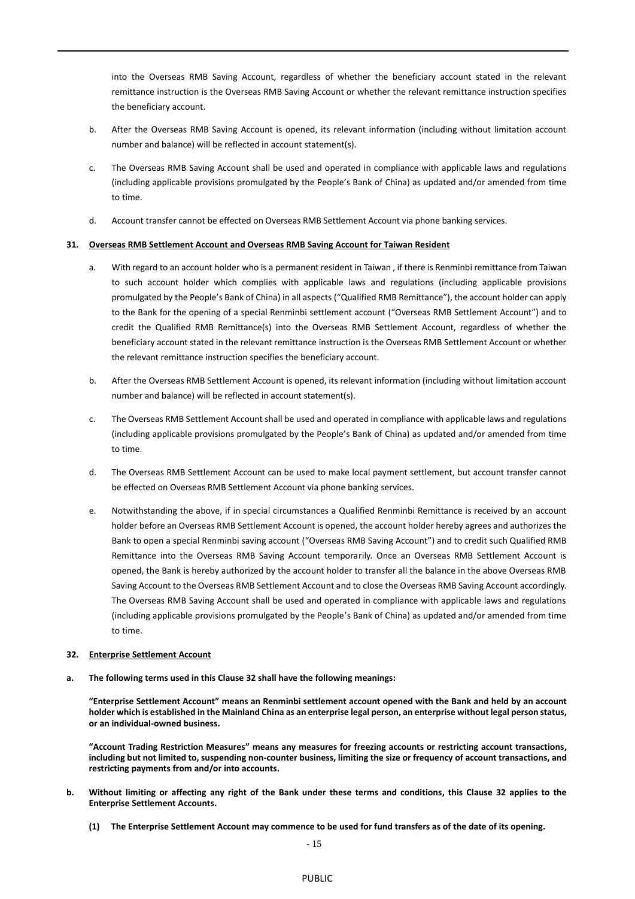into the Overseas RMB Saving Account, regardless of whether the beneficiary account stated in the relevant remittance instruction is the Overseas RMB Saving Account or whether the relevant remittance instruction specifies the beneficiary account.

b. After the Overseas RMB Saving Account is opened, its relevant information (including without limitation account number and balance) will be reflected in account statement(s).

c. The Overseas RMB Saving Account shall be used and operated in compliance with applicable laws and regulations (including applicable provisions promulgated by the People's Bank of China) as updated and/or amended from time to time.

d. Account transfer cannot be effected on Overseas RMB Settlement Account via phone banking services.

**31. <u>Overseas RMB Settlement Account and Overseas RMB Saving Account for Taiwan Resident</u>**

a. With regard to an account holder who is a permanent resident in Taiwan , if there is Renminbi remittance from Taiwan to such account holder which complies with applicable laws and regulations (including applicable provisions promulgated by the People's Bank of China) in all aspects ("Qualified RMB Remittance"), the account holder can apply to the Bank for the opening of a special Renminbi settlement account ("Overseas RMB Settlement Account") and to credit the Qualified RMB Remittance(s) into the Overseas RMB Settlement Account, regardless of whether the beneficiary account stated in the relevant remittance instruction is the Overseas RMB Settlement Account or whether the relevant remittance instruction specifies the beneficiary account.

b. After the Overseas RMB Settlement Account is opened, its relevant information (including without limitation account number and balance) will be reflected in account statement(s).

c. The Overseas RMB Settlement Account shall be used and operated in compliance with applicable laws and regulations (including applicable provisions promulgated by the People's Bank of China) as updated and/or amended from time to time.

d. The Overseas RMB Settlement Account can be used to make local payment settlement, but account transfer cannot be effected on Overseas RMB Settlement Account via phone banking services.

e. Notwithstanding the above, if in special circumstances a Qualified Renminbi Remittance is received by an account holder before an Overseas RMB Settlement Account is opened, the account holder hereby agrees and authorizes the Bank to open a special Renminbi saving account ("Overseas RMB Saving Account") and to credit such Qualified RMB Remittance into the Overseas RMB Saving Account temporarily. Once an Overseas RMB Settlement Account is opened, the Bank is hereby authorized by the account holder to transfer all the balance in the above Overseas RMB Saving Account to the Overseas RMB Settlement Account and to close the Overseas RMB Saving Account accordingly. The Overseas RMB Saving Account shall be used and operated in compliance with applicable laws and regulations (including applicable provisions promulgated by the People's Bank of China) as updated and/or amended from time to time.

**32. <u>Enterprise Settlement Account</u>**

**a. The following terms used in this Clause 32 shall have the following meanings:**

**"Enterprise Settlement Account" means an Renminbi settlement account opened with the Bank and held by an account holder which is established in the Mainland China as an enterprise legal person, an enterprise without legal person status, or an individual-owned business.**

**"Account Trading Restriction Measures" means any measures for freezing accounts or restricting account transactions, including but not limited to, suspending non-counter business, limiting the size or frequency of account transactions, and restricting payments from and/or into accounts.**

**b. Without limiting or affecting any right of the Bank under these terms and conditions, this Clause 32 applies to the Enterprise Settlement Accounts.**

**(1) The Enterprise Settlement Account may commence to be used for fund transfers as of the date of its opening.**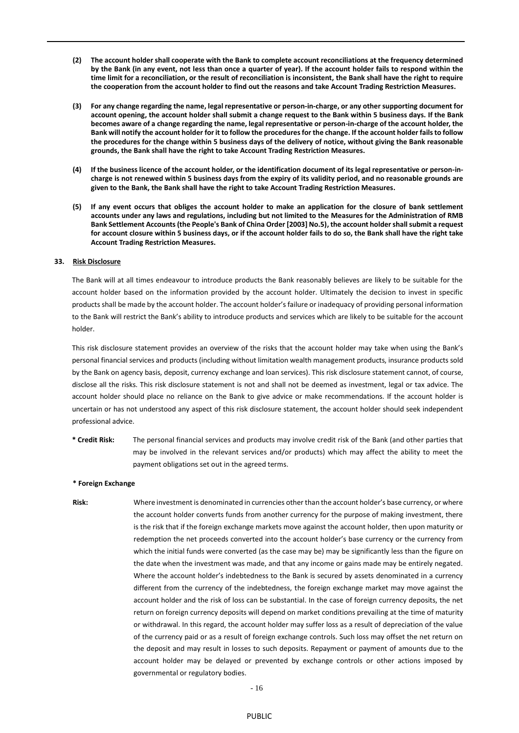**(2) The account holder shall cooperate with the Bank to complete account reconciliations at the frequency determined by the Bank (in any event, not less than once a quarter of year). If the account holder fails to respond within the time limit for a reconciliation, or the result of reconciliation is inconsistent, the Bank shall have the right to require the cooperation from the account holder to find out the reasons and take Account Trading Restriction Measures.**

**(3) For any change regarding the name, legal representative or person-in-charge, or any other supporting document for account opening, the account holder shall submit a change request to the Bank within 5 business days. If the Bank becomes aware of a change regarding the name, legal representative or person-in-charge of the account holder, the Bank will notify the account holder for it to follow the procedures for the change. If the account holder fails to follow the procedures for the change within 5 business days of the delivery of notice, without giving the Bank reasonable grounds, the Bank shall have the right to take Account Trading Restriction Measures.**

**(4) If the business licence of the account holder, or the identification document of its legal representative or person-in-charge is not renewed within 5 business days from the expiry of its validity period, and no reasonable grounds are given to the Bank, the Bank shall have the right to take Account Trading Restriction Measures.**

**(5) If any event occurs that obliges the account holder to make an application for the closure of bank settlement accounts under any laws and regulations, including but not limited to the Measures for the Administration of RMB Bank Settlement Accounts (the People's Bank of China Order [2003] No.5), the account holder shall submit a request for account closure within 5 business days, or if the account holder fails to do so, the Bank shall have the right take Account Trading Restriction Measures.**

**33. Risk Disclosure**

The Bank will at all times endeavour to introduce products the Bank reasonably believes are likely to be suitable for the account holder based on the information provided by the account holder. Ultimately the decision to invest in specific products shall be made by the account holder. The account holder's failure or inadequacy of providing personal information to the Bank will restrict the Bank's ability to introduce products and services which are likely to be suitable for the account holder.

This risk disclosure statement provides an overview of the risks that the account holder may take when using the Bank's personal financial services and products (including without limitation wealth management products, insurance products sold by the Bank on agency basis, deposit, currency exchange and loan services). This risk disclosure statement cannot, of course, disclose all the risks. This risk disclosure statement is not and shall not be deemed as investment, legal or tax advice. The account holder should place no reliance on the Bank to give advice or make recommendations. If the account holder is uncertain or has not understood any aspect of this risk disclosure statement, the account holder should seek independent professional advice.

**\* Credit Risk:** The personal financial services and products may involve credit risk of the Bank (and other parties that may be involved in the relevant services and/or products) which may affect the ability to meet the payment obligations set out in the agreed terms.

**\* Foreign Exchange Risk:** Where investment is denominated in currencies other than the account holder's base currency, or where the account holder converts funds from another currency for the purpose of making investment, there is the risk that if the foreign exchange markets move against the account holder, then upon maturity or redemption the net proceeds converted into the account holder's base currency or the currency from which the initial funds were converted (as the case may be) may be significantly less than the figure on the date when the investment was made, and that any income or gains made may be entirely negated. Where the account holder's indebtedness to the Bank is secured by assets denominated in a currency different from the currency of the indebtedness, the foreign exchange market may move against the account holder and the risk of loss can be substantial. In the case of foreign currency deposits, the net return on foreign currency deposits will depend on market conditions prevailing at the time of maturity or withdrawal. In this regard, the account holder may suffer loss as a result of depreciation of the value of the currency paid or as a result of foreign exchange controls. Such loss may offset the net return on the deposit and may result in losses to such deposits. Repayment or payment of amounts due to the account holder may be delayed or prevented by exchange controls or other actions imposed by governmental or regulatory bodies.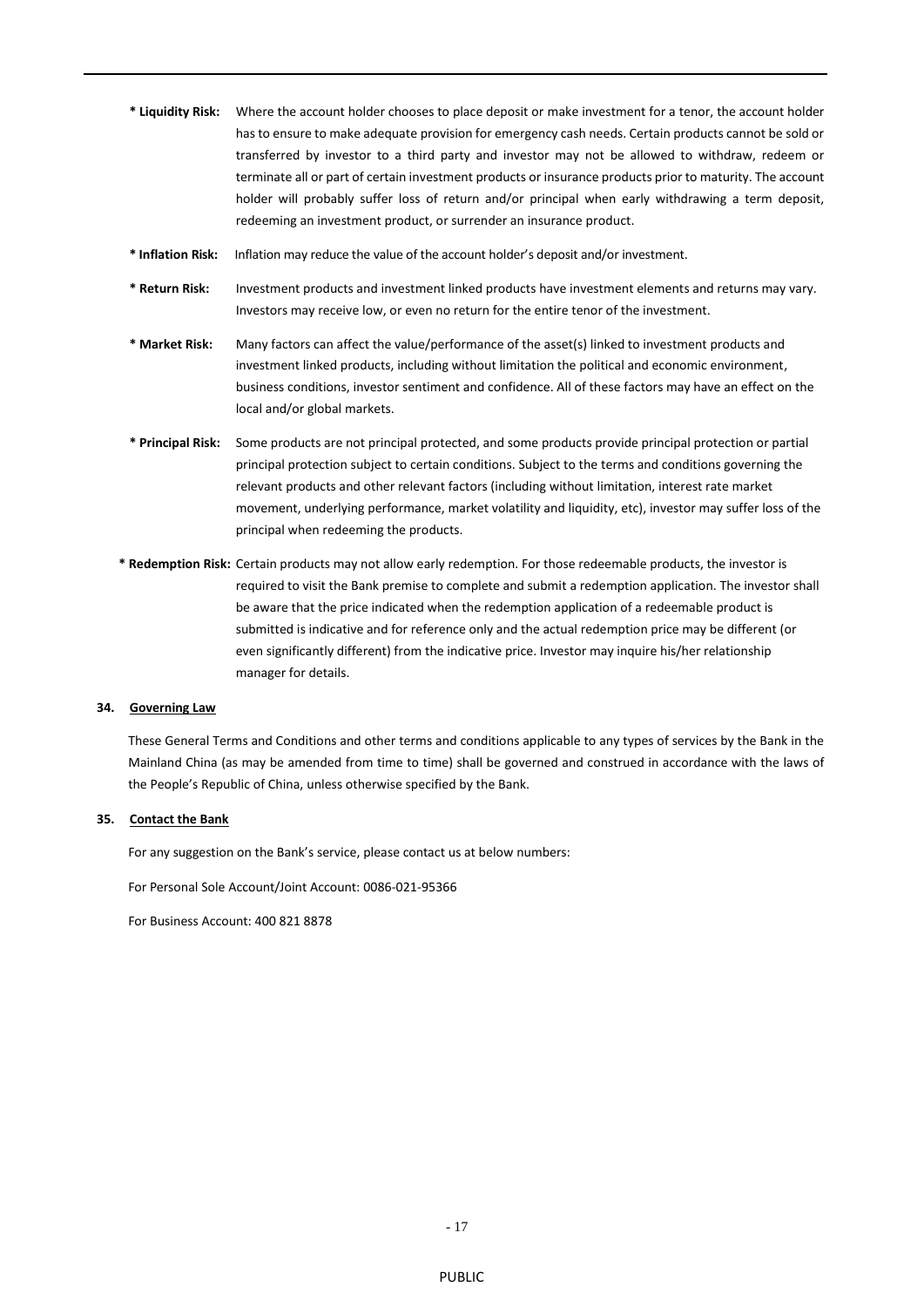**\* Liquidity Risk:** Where the account holder chooses to place deposit or make investment for a tenor, the account holder has to ensure to make adequate provision for emergency cash needs. Certain products cannot be sold or transferred by investor to a third party and investor may not be allowed to withdraw, redeem or terminate all or part of certain investment products or insurance products prior to maturity. The account holder will probably suffer loss of return and/or principal when early withdrawing a term deposit, redeeming an investment product, or surrender an insurance product.

**\* Inflation Risk:** Inflation may reduce the value of the account holder's deposit and/or investment.

**\* Return Risk:** Investment products and investment linked products have investment elements and returns may vary. Investors may receive low, or even no return for the entire tenor of the investment.

**\* Market Risk:** Many factors can affect the value/performance of the asset(s) linked to investment products and investment linked products, including without limitation the political and economic environment, business conditions, investor sentiment and confidence. All of these factors may have an effect on the local and/or global markets.

**\* Principal Risk:** Some products are not principal protected, and some products provide principal protection or partial principal protection subject to certain conditions. Subject to the terms and conditions governing the relevant products and other relevant factors (including without limitation, interest rate market movement, underlying performance, market volatility and liquidity, etc), investor may suffer loss of the principal when redeeming the products.

**\* Redemption Risk:** Certain products may not allow early redemption. For those redeemable products, the investor is required to visit the Bank premise to complete and submit a redemption application. The investor shall be aware that the price indicated when the redemption application of a redeemable product is submitted is indicative and for reference only and the actual redemption price may be different (or even significantly different) from the indicative price. Investor may inquire his/her relationship manager for details.

## 34. Governing Law

These General Terms and Conditions and other terms and conditions applicable to any types of services by the Bank in the Mainland China (as may be amended from time to time) shall be governed and construed in accordance with the laws of the People's Republic of China, unless otherwise specified by the Bank.

## 35. Contact the Bank

For any suggestion on the Bank's service, please contact us at below numbers:

For Personal Sole Account/Joint Account: 0086-021-95366

For Business Account: 400 821 8878